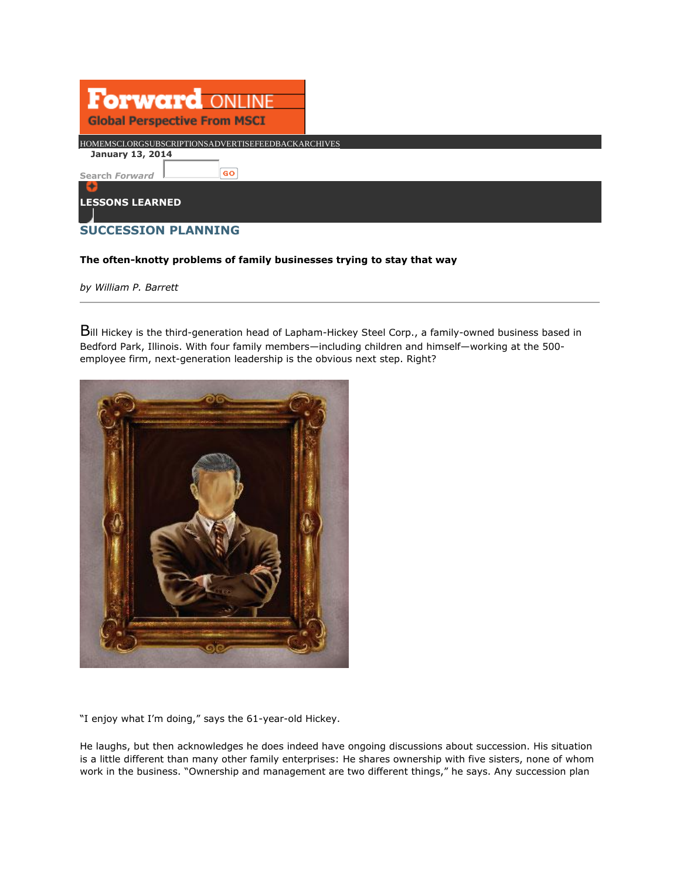# Forward ONLINE

Global Perspective From MSCI

HOMEMSCI.ORGSUBSCRIPTIONSADVERTISEFEEDBACKARCHIVES

January 13, 2014

Search *Forward* GO

LESSONS LEARNED

## SUCCESSION PLANNING

**The often-knotty problems of family businesses trying to stay that way**

*by William P. Barrett*

---

Bill Hickey is the third-generation head of Lapham-Hickey Steel Corp., a family-owned business based in Bedford Park, Illinois. With four family members—including children and himself—working at the 500-employee firm, next-generation leadership is the obvious next step. Right?

"I enjoy what I'm doing," says the 61-year-old Hickey.

He laughs, but then acknowledges he does indeed have ongoing discussions about succession. His situation is a little different than many other family enterprises: He shares ownership with five sisters, none of whom work in the business. "Ownership and management are two different things," he says. Any succession plan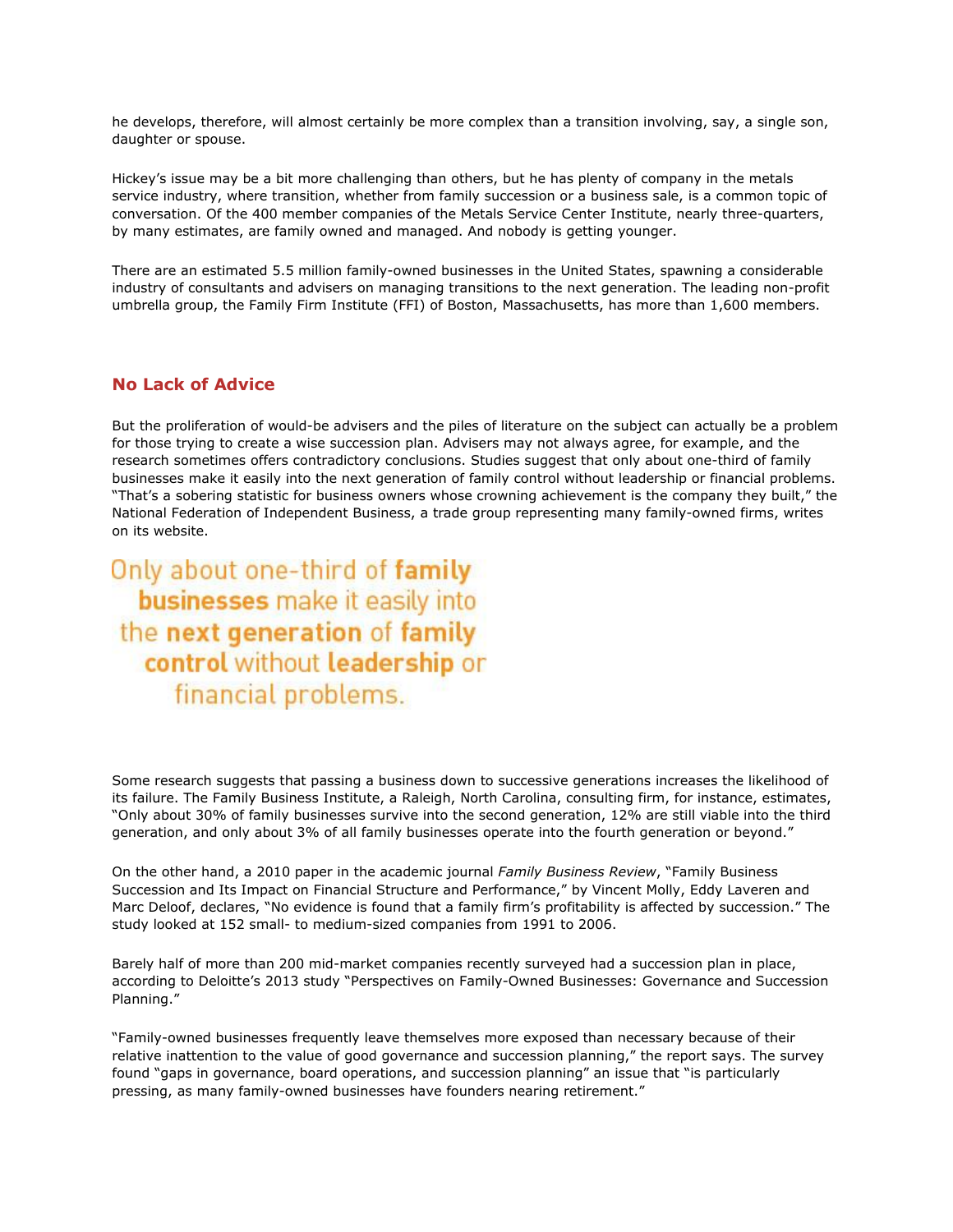he develops, therefore, will almost certainly be more complex than a transition involving, say, a single son, daughter or spouse.

Hickey's issue may be a bit more challenging than others, but he has plenty of company in the metals service industry, where transition, whether from family succession or a business sale, is a common topic of conversation. Of the 400 member companies of the Metals Service Center Institute, nearly three-quarters, by many estimates, are family owned and managed. And nobody is getting younger.

There are an estimated 5.5 million family-owned businesses in the United States, spawning a considerable industry of consultants and advisers on managing transitions to the next generation. The leading non-profit umbrella group, the Family Firm Institute (FFI) of Boston, Massachusetts, has more than 1,600 members.

## No Lack of Advice

But the proliferation of would-be advisers and the piles of literature on the subject can actually be a problem for those trying to create a wise succession plan. Advisers may not always agree, for example, and the research sometimes offers contradictory conclusions. Studies suggest that only about one-third of family businesses make it easily into the next generation of family control without leadership or financial problems. "That's a sobering statistic for business owners whose crowning achievement is the company they built," the National Federation of Independent Business, a trade group representing many family-owned firms, writes on its website.

> Only about one-third of **family businesses** make it easily into the **next generation** of **family control** without **leadership** or financial problems.

Some research suggests that passing a business down to successive generations increases the likelihood of its failure. The Family Business Institute, a Raleigh, North Carolina, consulting firm, for instance, estimates, "Only about 30% of family businesses survive into the second generation, 12% are still viable into the third generation, and only about 3% of all family businesses operate into the fourth generation or beyond."

On the other hand, a 2010 paper in the academic journal *Family Business Review*, "Family Business Succession and Its Impact on Financial Structure and Performance," by Vincent Molly, Eddy Laveren and Marc Deloof, declares, "No evidence is found that a family firm's profitability is affected by succession." The study looked at 152 small- to medium-sized companies from 1991 to 2006.

Barely half of more than 200 mid-market companies recently surveyed had a succession plan in place, according to Deloitte's 2013 study "Perspectives on Family-Owned Businesses: Governance and Succession Planning."

"Family-owned businesses frequently leave themselves more exposed than necessary because of their relative inattention to the value of good governance and succession planning," the report says. The survey found "gaps in governance, board operations, and succession planning" an issue that "is particularly pressing, as many family-owned businesses have founders nearing retirement."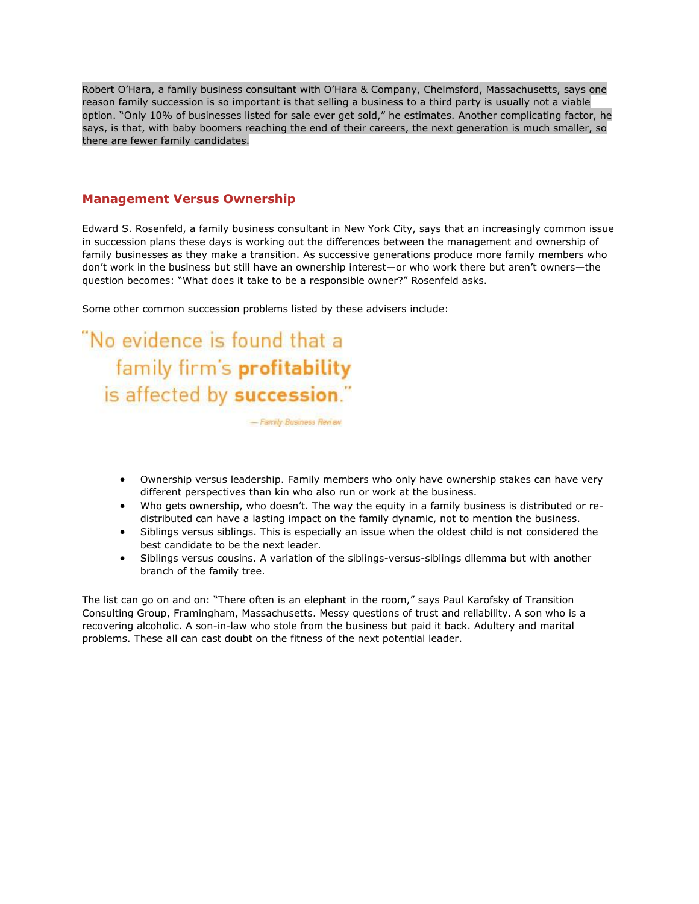Robert O'Hara, a family business consultant with O'Hara & Company, Chelmsford, Massachusetts, says one reason family succession is so important is that selling a business to a third party is usually not a viable option. "Only 10% of businesses listed for sale ever get sold," he estimates. Another complicating factor, he says, is that, with baby boomers reaching the end of their careers, the next generation is much smaller, so there are fewer family candidates.

## Management Versus Ownership

Edward S. Rosenfeld, a family business consultant in New York City, says that an increasingly common issue in succession plans these days is working out the differences between the management and ownership of family businesses as they make a transition. As successive generations produce more family members who don't work in the business but still have an ownership interest—or who work there but aren't owners—the question becomes: "What does it take to be a responsible owner?" Rosenfeld asks.

Some other common succession problems listed by these advisers include:

> "No evidence is found that a family firm's **profitability** is affected by **succession**."
>
> — *Family Business Review*

- Ownership versus leadership. Family members who only have ownership stakes can have very different perspectives than kin who also run or work at the business.
- Who gets ownership, who doesn't. The way the equity in a family business is distributed or re-distributed can have a lasting impact on the family dynamic, not to mention the business.
- Siblings versus siblings. This is especially an issue when the oldest child is not considered the best candidate to be the next leader.
- Siblings versus cousins. A variation of the siblings-versus-siblings dilemma but with another branch of the family tree.

The list can go on and on: "There often is an elephant in the room," says Paul Karofsky of Transition Consulting Group, Framingham, Massachusetts. Messy questions of trust and reliability. A son who is a recovering alcoholic. A son-in-law who stole from the business but paid it back. Adultery and marital problems. These all can cast doubt on the fitness of the next potential leader.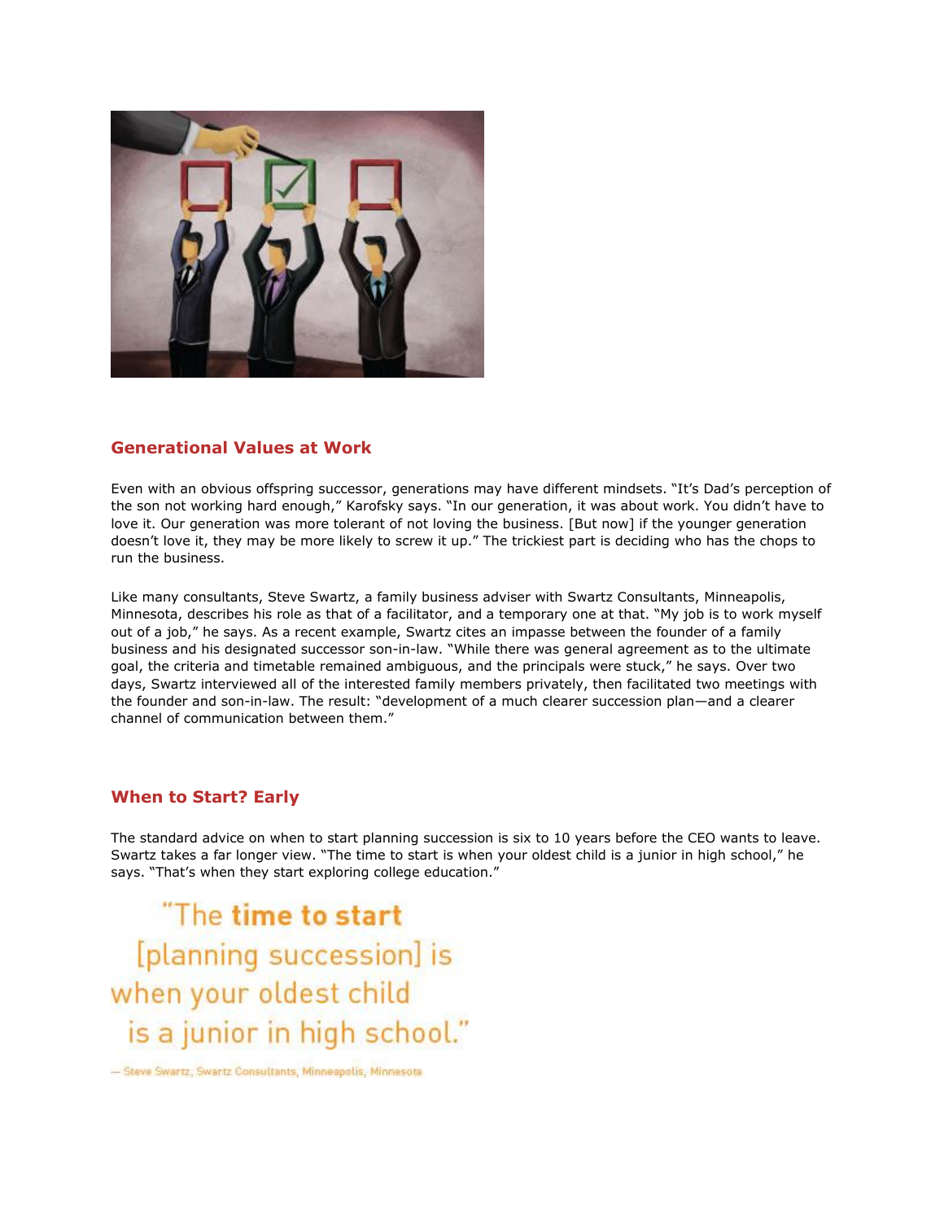## Generational Values at Work

Even with an obvious offspring successor, generations may have different mindsets. "It's Dad's perception of the son not working hard enough," Karofsky says. "In our generation, it was about work. You didn't have to love it. Our generation was more tolerant of not loving the business. [But now] if the younger generation doesn't love it, they may be more likely to screw it up." The trickiest part is deciding who has the chops to run the business.

Like many consultants, Steve Swartz, a family business adviser with Swartz Consultants, Minneapolis, Minnesota, describes his role as that of a facilitator, and a temporary one at that. "My job is to work myself out of a job," he says. As a recent example, Swartz cites an impasse between the founder of a family business and his designated successor son-in-law. "While there was general agreement as to the ultimate goal, the criteria and timetable remained ambiguous, and the principals were stuck," he says. Over two days, Swartz interviewed all of the interested family members privately, then facilitated two meetings with the founder and son-in-law. The result: "development of a much clearer succession plan—and a clearer channel of communication between them."

## When to Start? Early

The standard advice on when to start planning succession is six to 10 years before the CEO wants to leave. Swartz takes a far longer view. "The time to start is when your oldest child is a junior in high school," he says. "That's when they start exploring college education."

"The **time to start** [planning succession] is when your oldest child is a junior in high school."

— Steve Swartz, Swartz Consultants, Minneapolis, Minnesota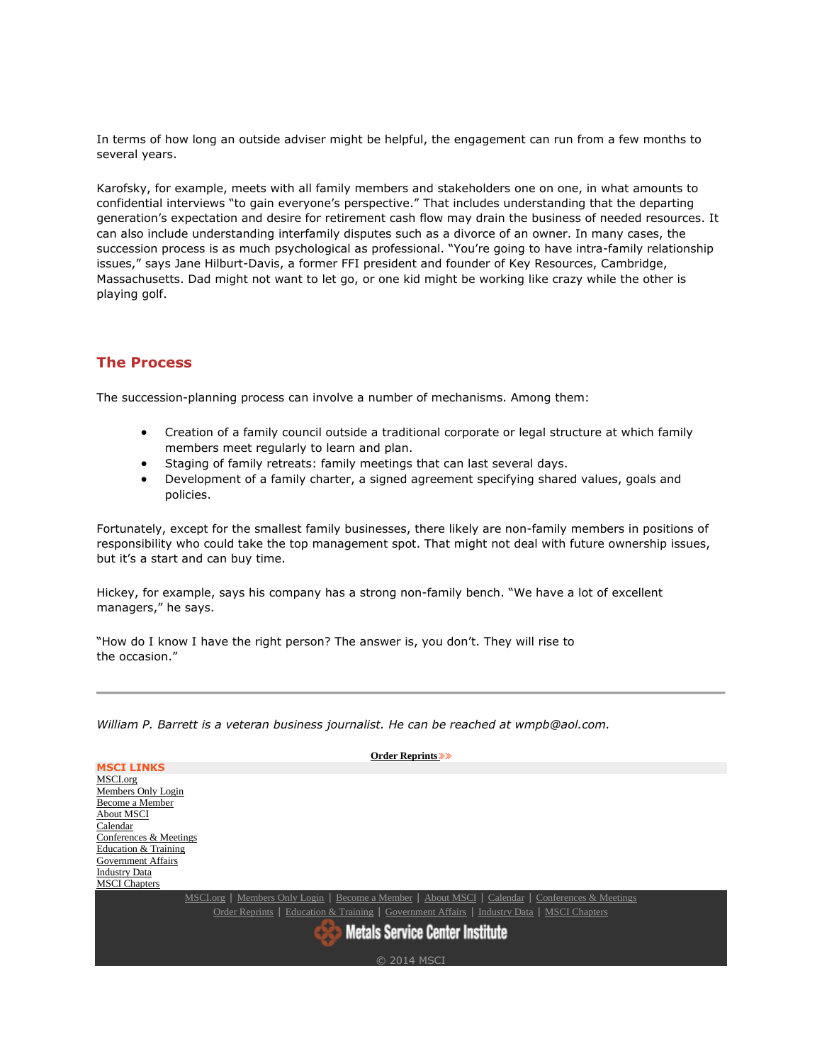In terms of how long an outside adviser might be helpful, the engagement can run from a few months to several years.

Karofsky, for example, meets with all family members and stakeholders one on one, in what amounts to confidential interviews "to gain everyone's perspective." That includes understanding that the departing generation's expectation and desire for retirement cash flow may drain the business of needed resources. It can also include understanding interfamily disputes such as a divorce of an owner. In many cases, the succession process is as much psychological as professional. "You're going to have intra-family relationship issues," says Jane Hilburt-Davis, a former FFI president and founder of Key Resources, Cambridge, Massachusetts. Dad might not want to let go, or one kid might be working like crazy while the other is playing golf.

## The Process

The succession-planning process can involve a number of mechanisms. Among them:

- Creation of a family council outside a traditional corporate or legal structure at which family members meet regularly to learn and plan.
- Staging of family retreats: family meetings that can last several days.
- Development of a family charter, a signed agreement specifying shared values, goals and policies.

Fortunately, except for the smallest family businesses, there likely are non-family members in positions of responsibility who could take the top management spot. That might not deal with future ownership issues, but it's a start and can buy time.

Hickey, for example, says his company has a strong non-family bench. "We have a lot of excellent managers," he says.

"How do I know I have the right person? The answer is, you don't. They will rise to the occasion."

---

*William P. Barrett is a veteran business journalist. He can be reached at wmpb@aol.com.*

**Order Reprints** »

**MSCI LINKS**

MSCI.org
Members Only Login
Become a Member
About MSCI
Calendar
Conferences & Meetings
Education & Training
Government Affairs
Industry Data
MSCI Chapters

MSCI.org | Members Only Login | Become a Member | About MSCI | Calendar | Conferences & Meetings
Order Reprints | Education & Training | Government Affairs | Industry Data | MSCI Chapters

Metals Service Center Institute

© 2014 MSCI